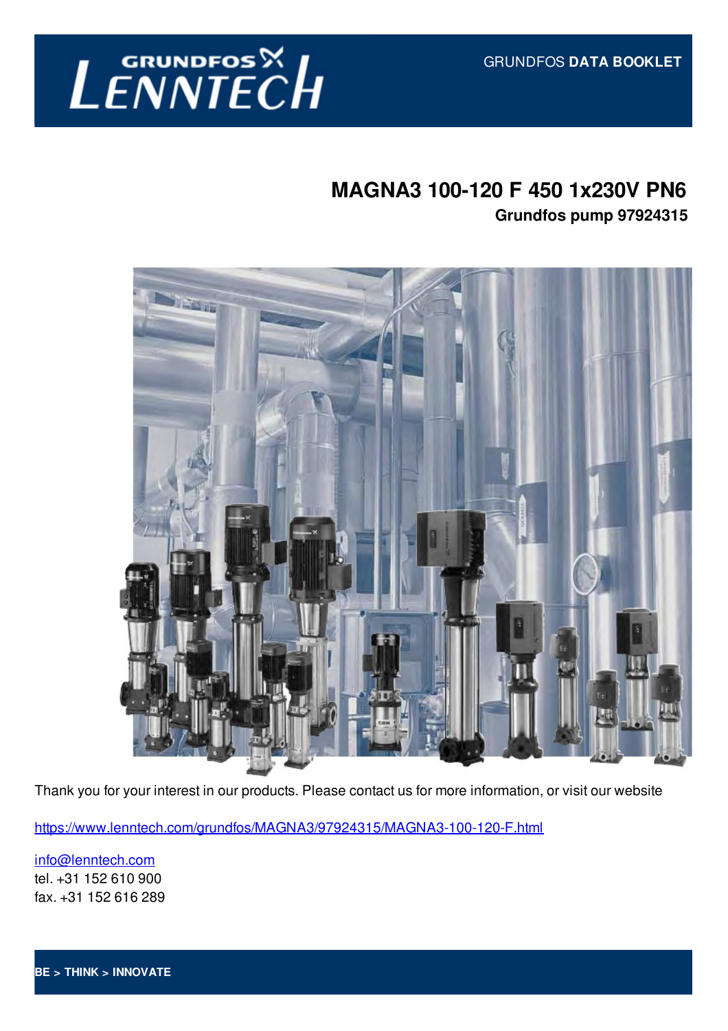GRUNDFOS LENNTECH

GRUNDFOS **DATA BOOKLET**

# MAGNA3 100-120 F 450 1x230V PN6

## Grundfos pump 97924315

Thank you for your interest in our products. Please contact us for more information, or visit our website

https://www.lenntech.com/grundfos/MAGNA3/97924315/MAGNA3-100-120-F.html

info@lenntech.com
tel. +31 152 610 900
fax. +31 152 616 289

**BE > THINK > INNOVATE**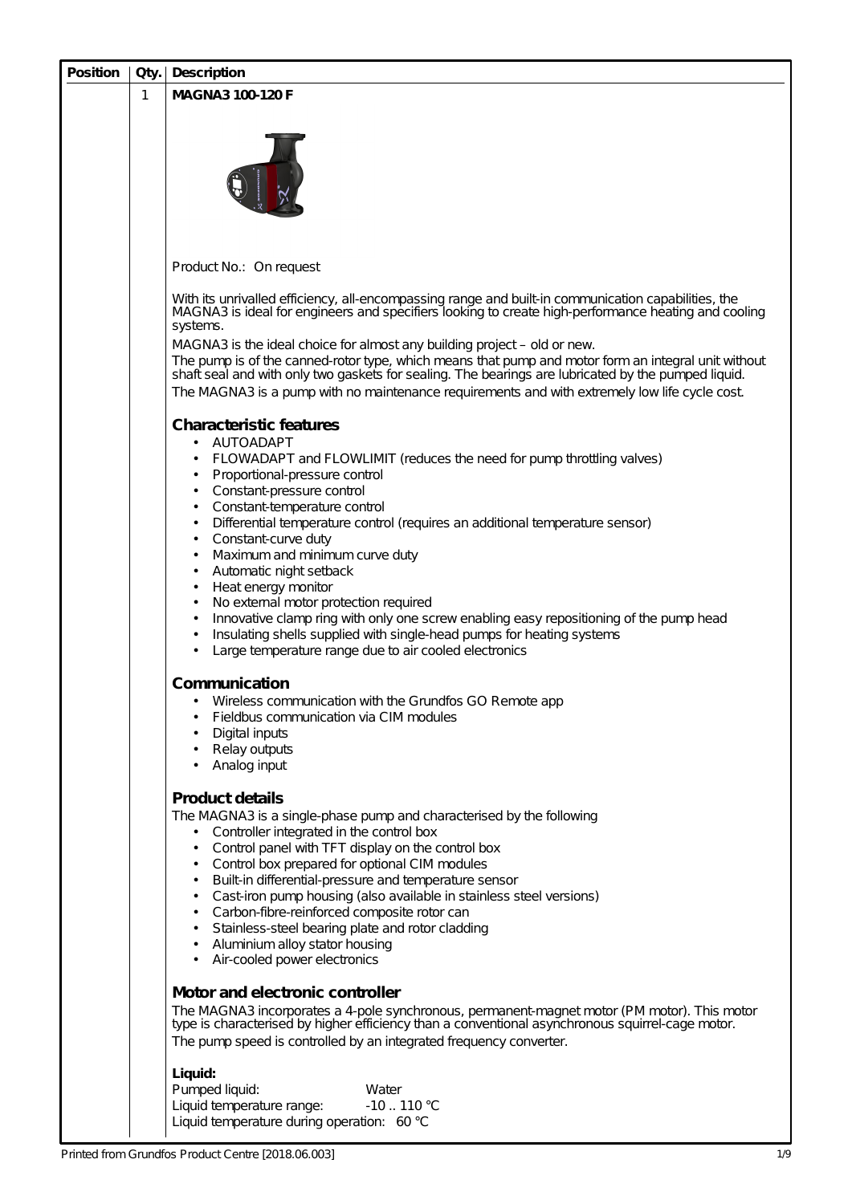| Position | Qty. | Description |
|---|---|---|
| | 1 | **MAGNA3 100-120 F** |

Product No.: On request

With its unrivalled efficiency, all-encompassing range and built-in communication capabilities, the MAGNA3 is ideal for engineers and specifiers looking to create high-performance heating and cooling systems.

MAGNA3 is the ideal choice for almost any building project – old or new.
The pump is of the canned-rotor type, which means that pump and motor form an integral unit without shaft seal and with only two gaskets for sealing. The bearings are lubricated by the pumped liquid.
The MAGNA3 is a pump with no maintenance requirements and with extremely low life cycle cost.

## Characteristic features

- AUTOADAPT
- FLOWADAPT and FLOWLIMIT (reduces the need for pump throttling valves)
- Proportional-pressure control
- Constant-pressure control
- Constant-temperature control
- Differential temperature control (requires an additional temperature sensor)
- Constant-curve duty
- Maximum and minimum curve duty
- Automatic night setback
- Heat energy monitor
- No external motor protection required
- Innovative clamp ring with only one screw enabling easy repositioning of the pump head
- Insulating shells supplied with single-head pumps for heating systems
- Large temperature range due to air cooled electronics

## Communication

- Wireless communication with the Grundfos GO Remote app
- Fieldbus communication via CIM modules
- Digital inputs
- Relay outputs
- Analog input

## Product details

The MAGNA3 is a single-phase pump and characterised by the following

- Controller integrated in the control box
- Control panel with TFT display on the control box
- Control box prepared for optional CIM modules
- Built-in differential-pressure and temperature sensor
- Cast-iron pump housing (also available in stainless steel versions)
- Carbon-fibre-reinforced composite rotor can
- Stainless-steel bearing plate and rotor cladding
- Aluminium alloy stator housing
- Air-cooled power electronics

## Motor and electronic controller

The MAGNA3 incorporates a 4-pole synchronous, permanent-magnet motor (PM motor). This motor type is characterised by higher efficiency than a conventional asynchronous squirrel-cage motor.
The pump speed is controlled by an integrated frequency converter.

**Liquid:**
Pumped liquid: Water
Liquid temperature range: -10 .. 110 °C
Liquid temperature during operation: 60 °C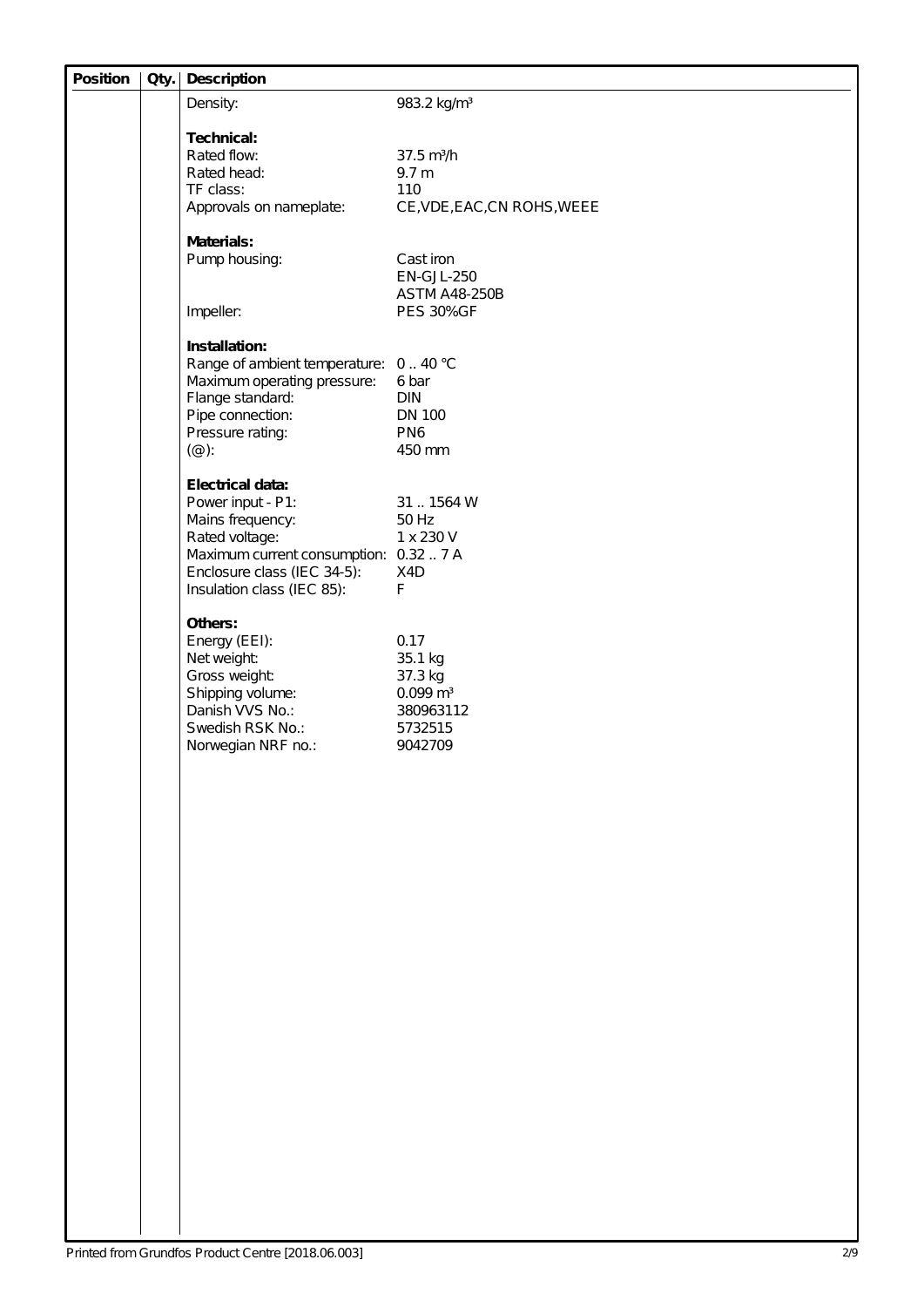| Position | Qty. | Description | |
|---|---|---|---|
| | | Density: | 983.2 kg/m³ |
| | | | |
| | | **Technical:** | |
| | | Rated flow: | 37.5 m³/h |
| | | Rated head: | 9.7 m |
| | | TF class: | 110 |
| | | Approvals on nameplate: | CE,VDE,EAC,CN ROHS,WEEE |
| | | | |
| | | **Materials:** | |
| | | Pump housing: | Cast iron<br>EN-GJL-250<br>ASTM A48-250B |
| | | Impeller: | PES 30%GF |
| | | | |
| | | **Installation:** | |
| | | Range of ambient temperature: | 0 .. 40 °C |
| | | Maximum operating pressure: | 6 bar |
| | | Flange standard: | DIN |
| | | Pipe connection: | DN 100 |
| | | Pressure rating: | PN6 |
| | | (@): | 450 mm |
| | | | |
| | | **Electrical data:** | |
| | | Power input - P1: | 31 .. 1564 W |
| | | Mains frequency: | 50 Hz |
| | | Rated voltage: | 1 x 230 V |
| | | Maximum current consumption: | 0.32 .. 7 A |
| | | Enclosure class (IEC 34-5): | X4D |
| | | Insulation class (IEC 85): | F |
| | | | |
| | | **Others:** | |
| | | Energy (EEI): | 0.17 |
| | | Net weight: | 35.1 kg |
| | | Gross weight: | 37.3 kg |
| | | Shipping volume: | 0.099 m³ |
| | | Danish VVS No.: | 380963112 |
| | | Swedish RSK No.: | 5732515 |
| | | Norwegian NRF no.: | 9042709 |

Printed from Grundfos Product Centre [2018.06.003]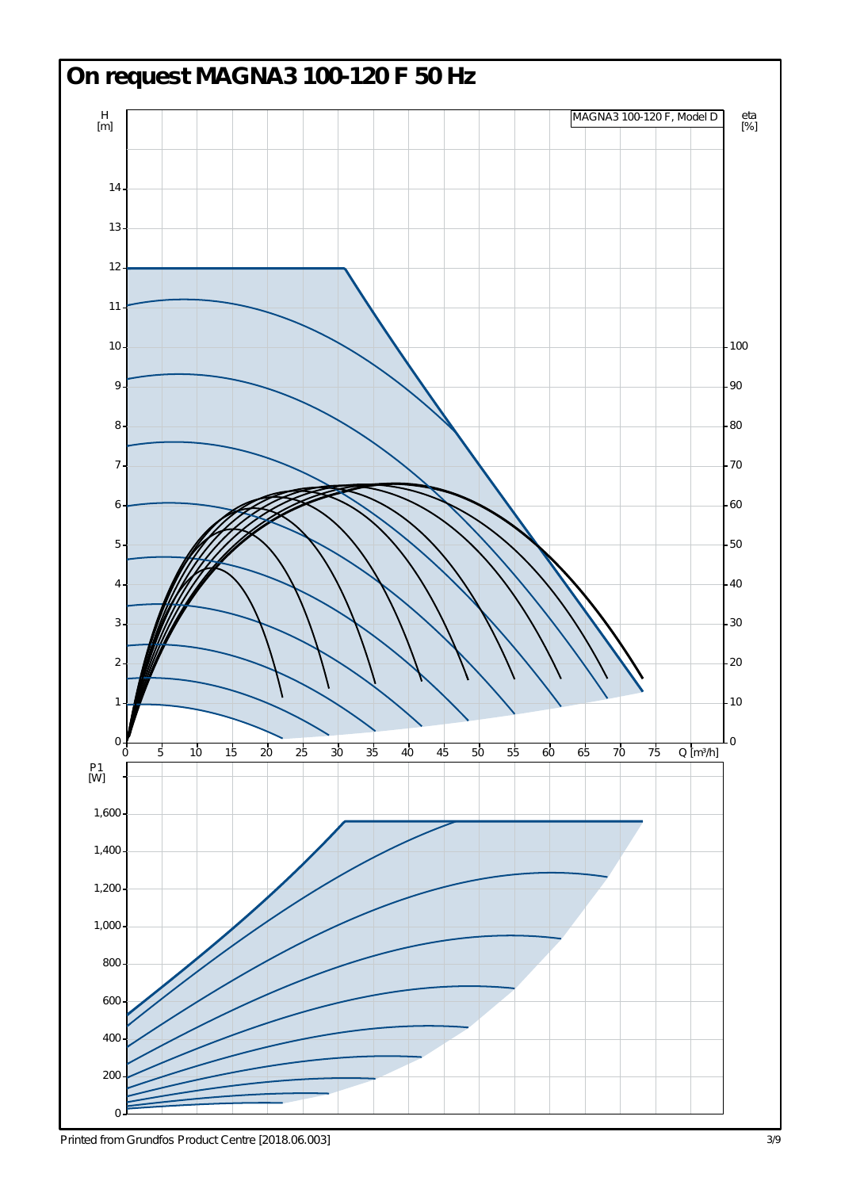# On request MAGNA3 100-120 F 50 Hz

MAGNA3 100-120 F, Model D

H [m]

eta [%]

Q [m³/h]

P1 [W]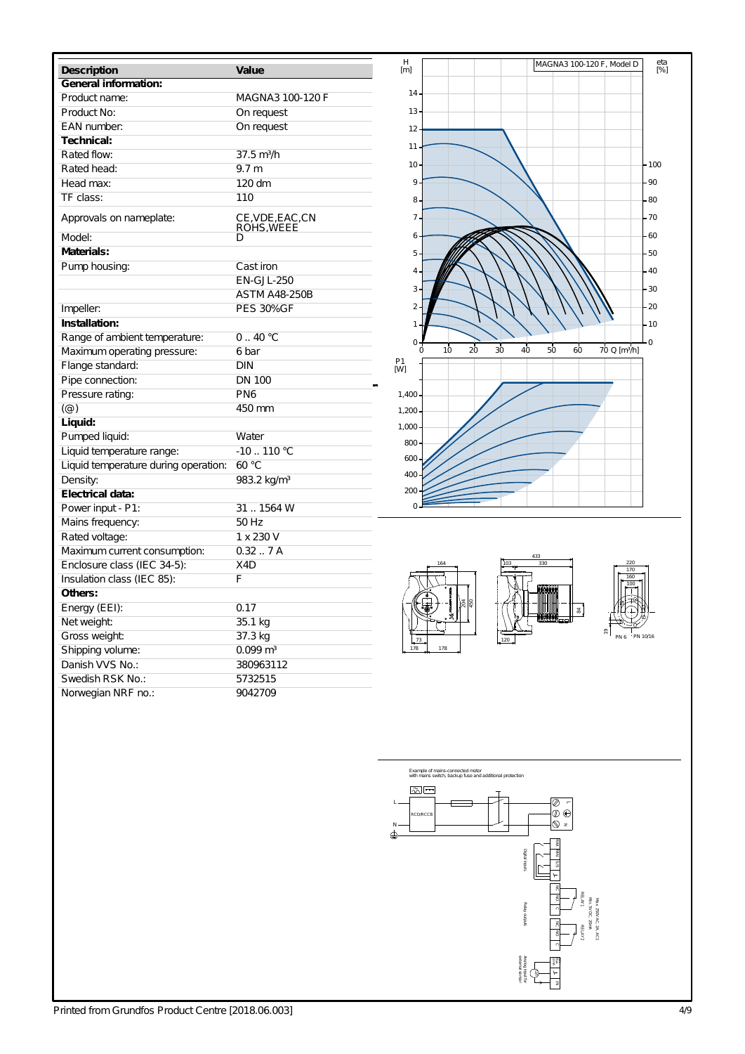| Description | Value |
|---|---|
| **General information:** | |
| Product name: | MAGNA3 100-120 F |
| Product No: | On request |
| EAN number: | On request |
| **Technical:** | |
| Rated flow: | 37.5 m³/h |
| Rated head: | 9.7 m |
| Head max: | 120 dm |
| TF class: | 110 |
| Approvals on nameplate: | CE,VDE,EAC,CN ROHS,WEEE |
| Model: | D |
| **Materials:** | |
| Pump housing: | Cast iron |
| | EN-GJL-250 |
| | ASTM A48-250B |
| Impeller: | PES 30%GF |
| **Installation:** | |
| Range of ambient temperature: | 0 .. 40 °C |
| Maximum operating pressure: | 6 bar |
| Flange standard: | DIN |
| Pipe connection: | DN 100 |
| Pressure rating: | PN6 |
| (@) | 450 mm |
| **Liquid:** | |
| Pumped liquid: | Water |
| Liquid temperature range: | -10 .. 110 °C |
| Liquid temperature during operation: | 60 °C |
| Density: | 983.2 kg/m³ |
| **Electrical data:** | |
| Power input - P1: | 31 .. 1564 W |
| Mains frequency: | 50 Hz |
| Rated voltage: | 1 x 230 V |
| Maximum current consumption: | 0.32 .. 7 A |
| Enclosure class (IEC 34-5): | X4D |
| Insulation class (IEC 85): | F |
| **Others:** | |
| Energy (EEI): | 0.17 |
| Net weight: | 35.1 kg |
| Gross weight: | 37.3 kg |
| Shipping volume: | 0.099 m³ |
| Danish VVS No.: | 380963112 |
| Swedish RSK No.: | 5732515 |
| Norwegian NRF no.: | 9042709 |

MAGNA3 100-120 F, Model D

Example of mains-connected motor with mains switch, backup fuse and additional protection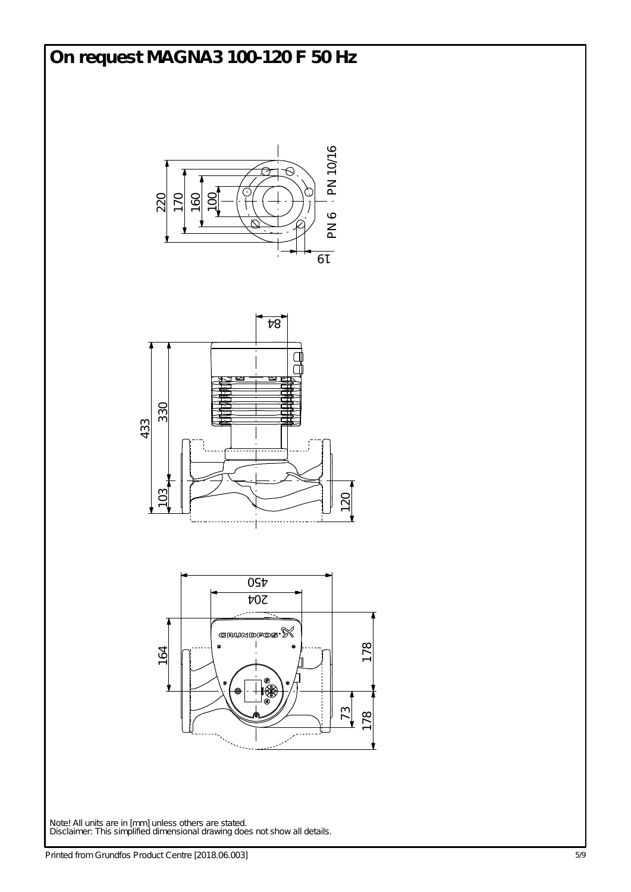# On request MAGNA3 100-120 F 50 Hz

220

170

160

100

PN 10/16

PN 6

19

84

433

330

103

120

450

204

164

178

73

178

Note! All units are in [mm] unless others are stated.
Disclaimer: This simplified dimensional drawing does not show all details.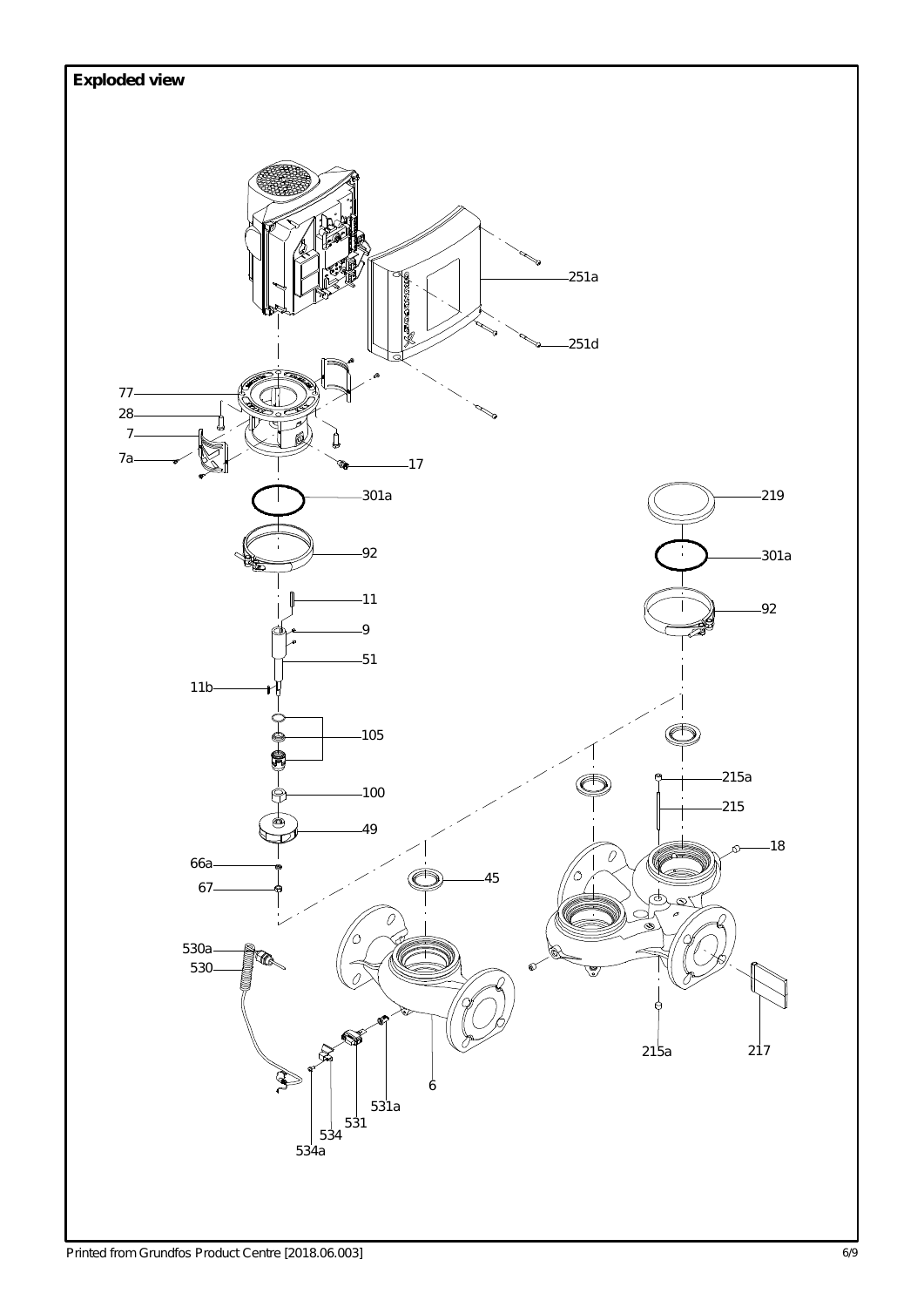**Exploded view**

251a

251d

77

28

7

7a

17

301a

219

301a

92

92

11

9

51

11b

105

215a

100

215

49

18

66a

45

67

530a

530

217

215a

6

531a

531

534

534a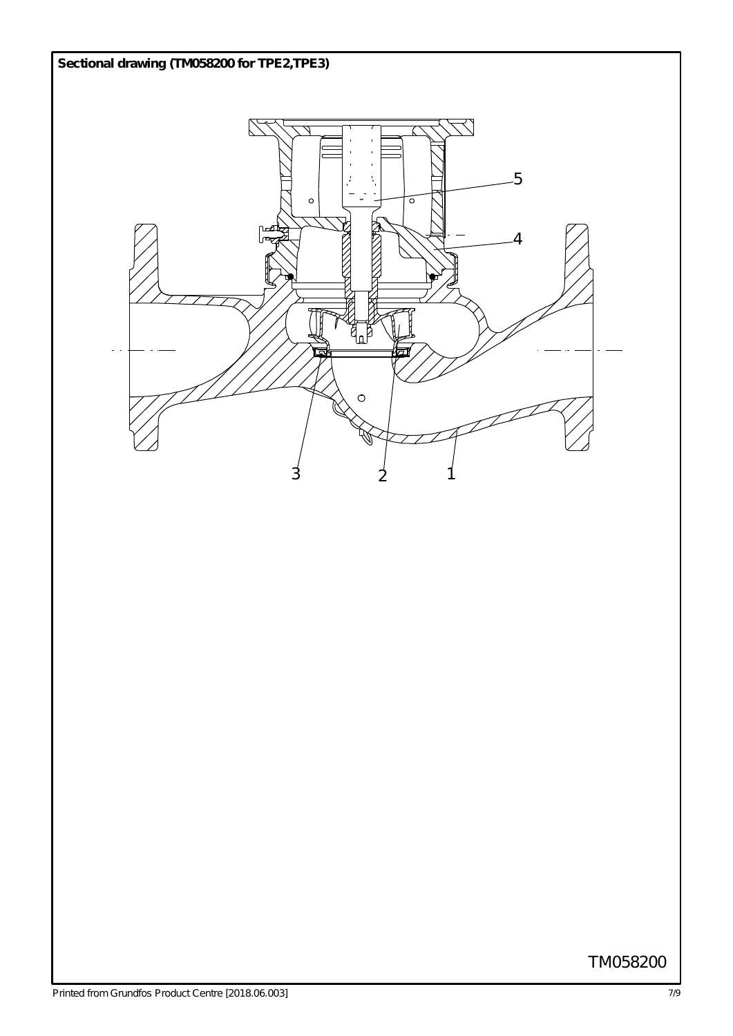**Sectional drawing (TM058200 for TPE2,TPE3)**

5

4

3 2 1

TM058200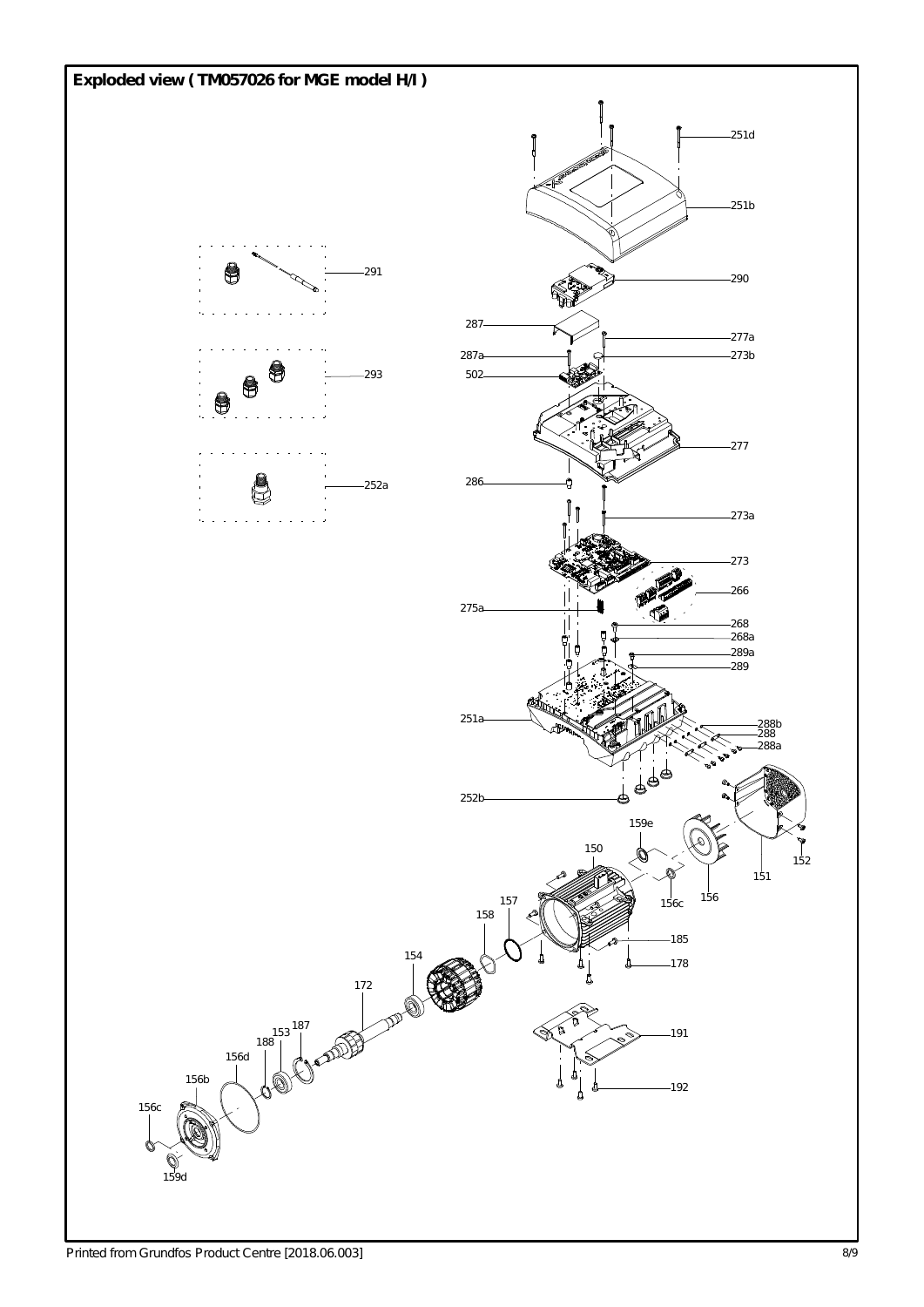**Exploded view ( TM057026 for MGE model H/I )**

251d

251b

291

290

287

277a

287a

273b

293

502

277

286

252a

273a

273

266

275a

268

268a

289a

289

251a

288b

288

288a

252b

159e

150

152

151

156c

156

157

158

185

154

178

172

187

153

191

188

156d

156b

192

156c

159d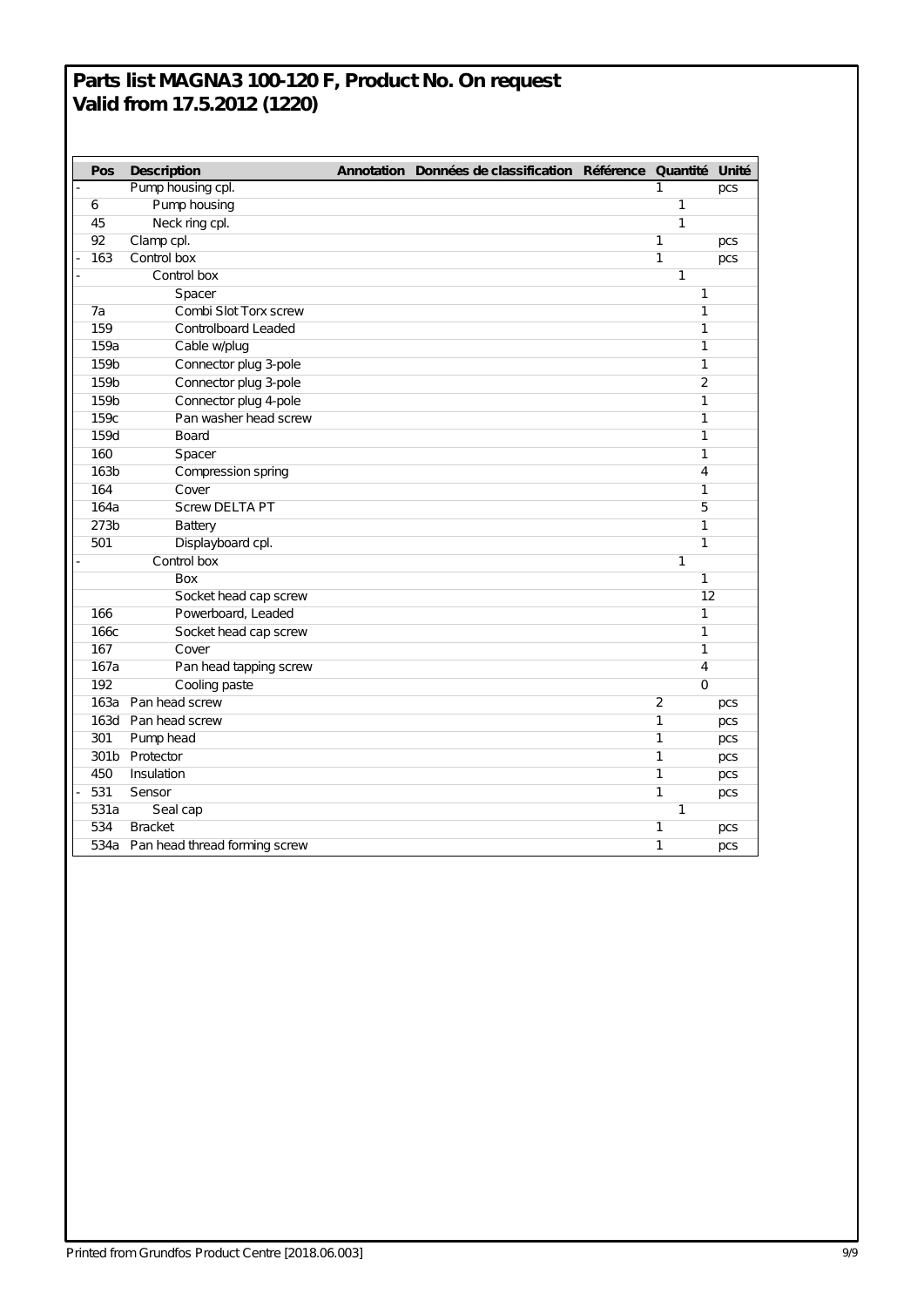# Parts list MAGNA3 100-120 F, Product No. On request
# Valid from 17.5.2012 (1220)

| | Pos | Description | Annotation | Données de classification | Référence | Quantité | Unité |
|---|---|---|---|---|---|---|---|
| - | | Pump housing cpl. | | | | 1 | pcs |
| | 6 | Pump housing | | | | 1 | |
| | 45 | Neck ring cpl. | | | | 1 | |
| | 92 | Clamp cpl. | | | | 1 | pcs |
| - | 163 | Control box | | | | 1 | pcs |
| - | | Control box | | | | 1 | |
| | | Spacer | | | | 1 | |
| | 7a | Combi Slot Torx screw | | | | 1 | |
| | 159 | Controlboard Leaded | | | | 1 | |
| | 159a | Cable w/plug | | | | 1 | |
| | 159b | Connector plug 3-pole | | | | 1 | |
| | 159b | Connector plug 3-pole | | | | 2 | |
| | 159b | Connector plug 4-pole | | | | 1 | |
| | 159c | Pan washer head screw | | | | 1 | |
| | 159d | Board | | | | 1 | |
| | 160 | Spacer | | | | 1 | |
| | 163b | Compression spring | | | | 4 | |
| | 164 | Cover | | | | 1 | |
| | 164a | Screw DELTA PT | | | | 5 | |
| | 273b | Battery | | | | 1 | |
| | 501 | Displayboard cpl. | | | | 1 | |
| - | | Control box | | | | 1 | |
| | | Box | | | | 1 | |
| | | Socket head cap screw | | | | 12 | |
| | 166 | Powerboard, Leaded | | | | 1 | |
| | 166c | Socket head cap screw | | | | 1 | |
| | 167 | Cover | | | | 1 | |
| | 167a | Pan head tapping screw | | | | 4 | |
| | 192 | Cooling paste | | | | 0 | |
| | 163a | Pan head screw | | | | 2 | pcs |
| | 163d | Pan head screw | | | | 1 | pcs |
| | 301 | Pump head | | | | 1 | pcs |
| | 301b | Protector | | | | 1 | pcs |
| | 450 | Insulation | | | | 1 | pcs |
| - | 531 | Sensor | | | | 1 | pcs |
| | 531a | Seal cap | | | | 1 | |
| | 534 | Bracket | | | | 1 | pcs |
| | 534a | Pan head thread forming screw | | | | 1 | pcs |

Printed from Grundfos Product Centre [2018.06.003]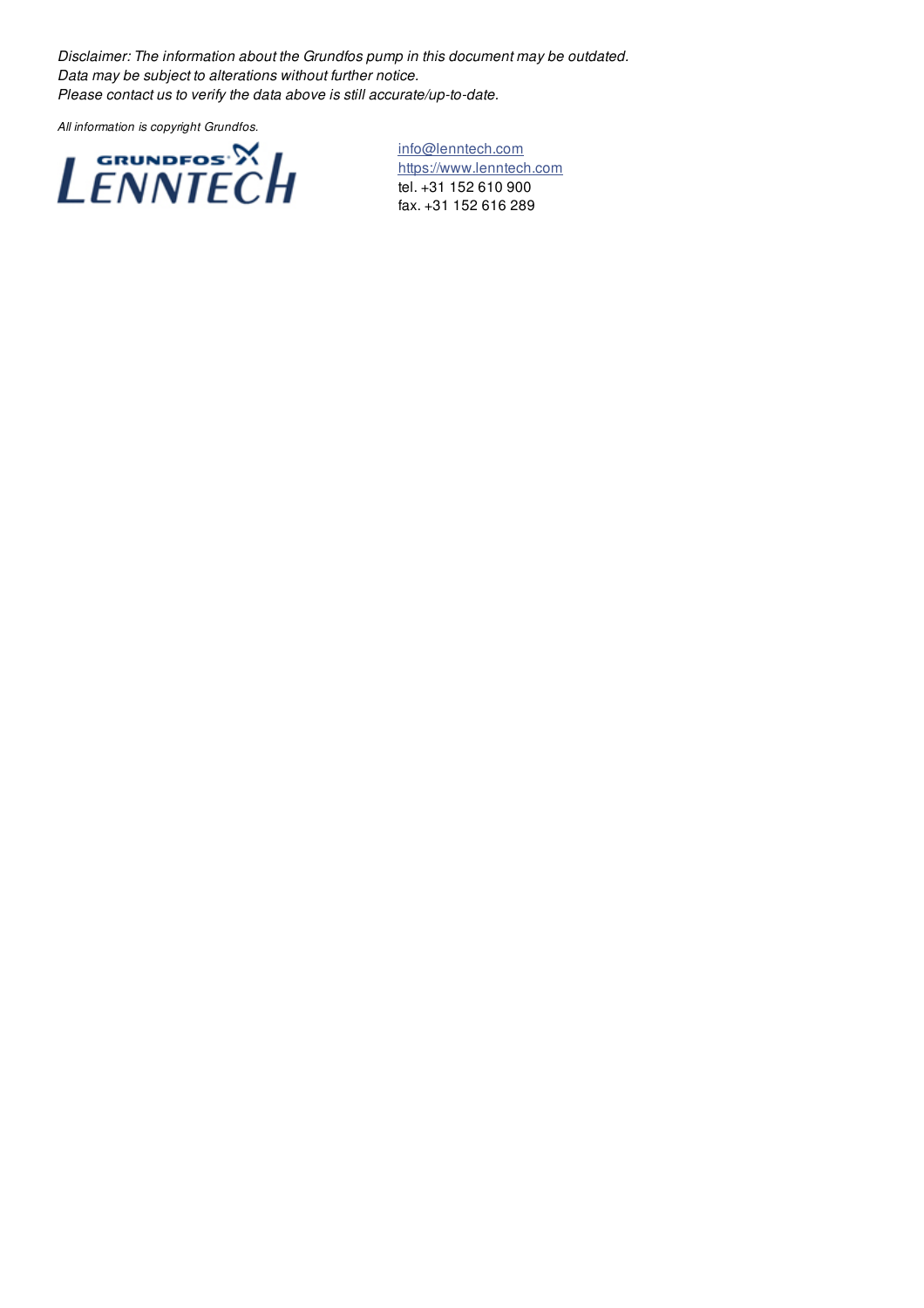*Disclaimer: The information about the Grundfos pump in this document may be outdated.*
*Data may be subject to alterations without further notice.*
*Please contact us to verify the data above is still accurate/up-to-date.*

*All information is copyright Grundfos.*

GRUNDFOS LENNTECH

info@lenntech.com
https://www.lenntech.com
tel. +31 152 610 900
fax. +31 152 616 289